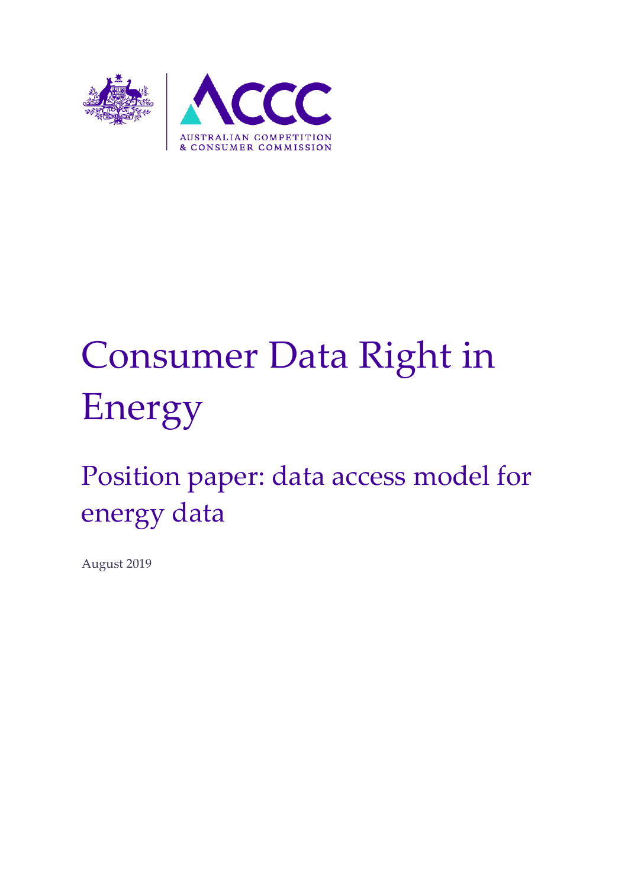AUSTRALIAN COMPETITION & CONSUMER COMMISSION

# Consumer Data Right in Energy

## Position paper: data access model for energy data

August 2019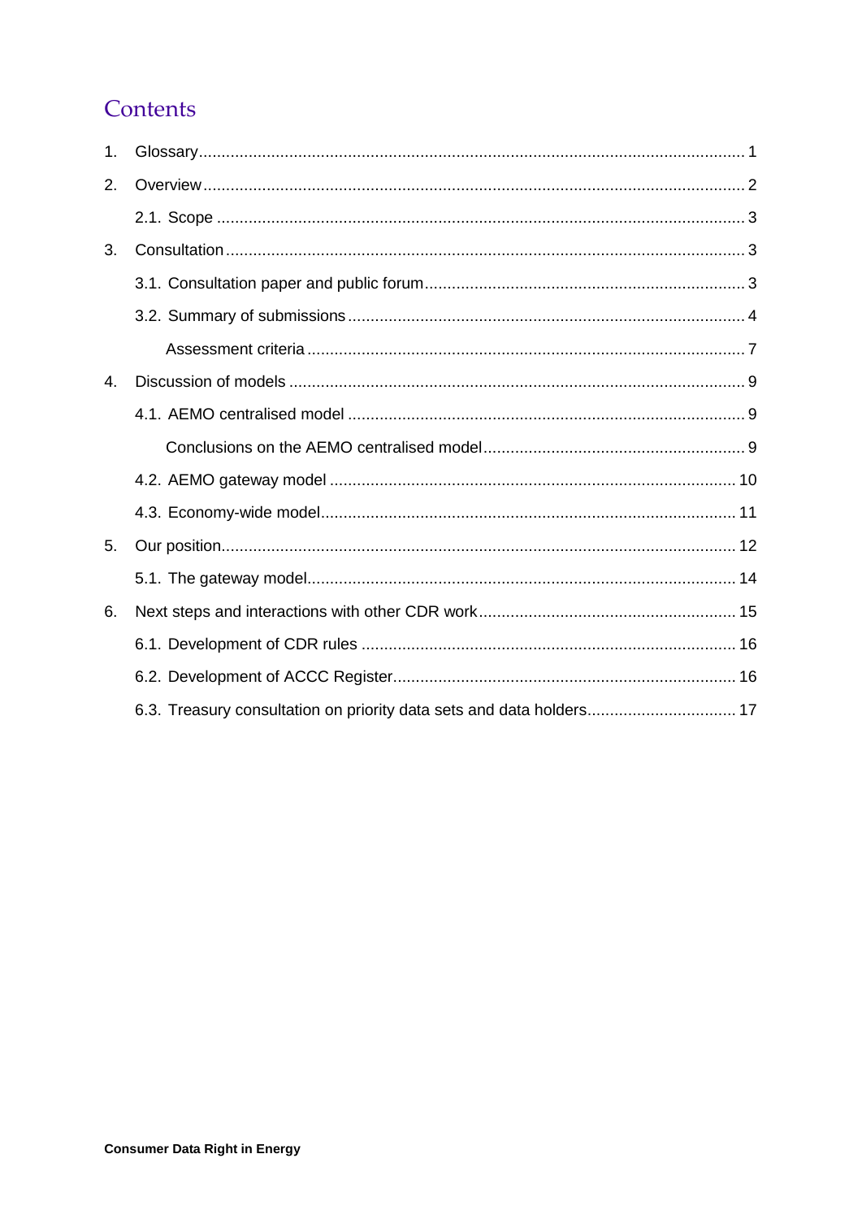# Contents

1. Glossary ........................................................................................................................ 1
2. Overview ........................................................................................................................ 2
   - 2.1. Scope ........................................................................................................................ 3
3. Consultation ........................................................................................................................ 3
   - 3.1. Consultation paper and public forum ........................................................................ 3
   - 3.2. Summary of submissions ........................................................................................ 4
     - Assessment criteria ........................................................................................ 7
4. Discussion of models ........................................................................................................ 9
   - 4.1. AEMO centralised model ........................................................................................ 9
     - Conclusions on the AEMO centralised model ........................................................ 9
   - 4.2. AEMO gateway model ........................................................................................ 10
   - 4.3. Economy-wide model ........................................................................................ 11
5. Our position ........................................................................................................................ 12
   - 5.1. The gateway model ........................................................................................ 14
6. Next steps and interactions with other CDR work ........................................................ 15
   - 6.1. Development of CDR rules ........................................................................................ 16
   - 6.2. Development of ACCC Register ........................................................................................ 16
   - 6.3. Treasury consultation on priority data sets and data holders ........................................ 17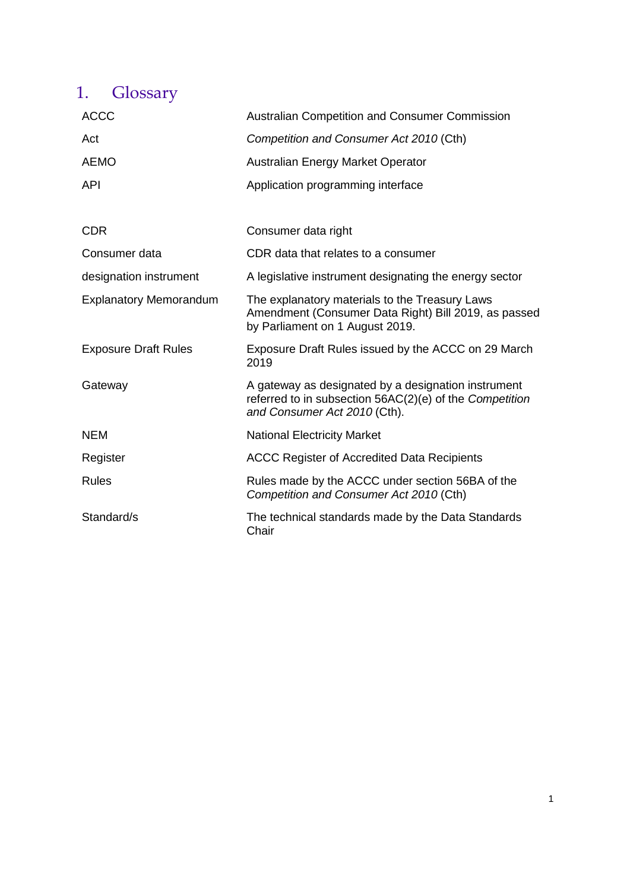# 1. Glossary

| | |
|---|---|
| ACCC | Australian Competition and Consumer Commission |
| Act | *Competition and Consumer Act 2010* (Cth) |
| AEMO | Australian Energy Market Operator |
| API | Application programming interface |
| CDR | Consumer data right |
| Consumer data | CDR data that relates to a consumer |
| designation instrument | A legislative instrument designating the energy sector |
| Explanatory Memorandum | The explanatory materials to the Treasury Laws Amendment (Consumer Data Right) Bill 2019, as passed by Parliament on 1 August 2019. |
| Exposure Draft Rules | Exposure Draft Rules issued by the ACCC on 29 March 2019 |
| Gateway | A gateway as designated by a designation instrument referred to in subsection 56AC(2)(e) of the *Competition and Consumer Act 2010* (Cth). |
| NEM | National Electricity Market |
| Register | ACCC Register of Accredited Data Recipients |
| Rules | Rules made by the ACCC under section 56BA of the *Competition and Consumer Act 2010* (Cth) |
| Standard/s | The technical standards made by the Data Standards Chair |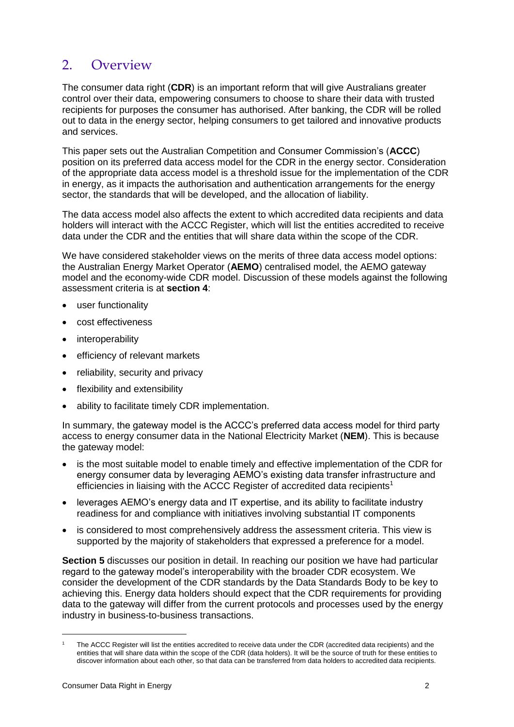## 2. Overview

The consumer data right (**CDR**) is an important reform that will give Australians greater control over their data, empowering consumers to choose to share their data with trusted recipients for purposes the consumer has authorised. After banking, the CDR will be rolled out to data in the energy sector, helping consumers to get tailored and innovative products and services.

This paper sets out the Australian Competition and Consumer Commission's (**ACCC**) position on its preferred data access model for the CDR in the energy sector. Consideration of the appropriate data access model is a threshold issue for the implementation of the CDR in energy, as it impacts the authorisation and authentication arrangements for the energy sector, the standards that will be developed, and the allocation of liability.

The data access model also affects the extent to which accredited data recipients and data holders will interact with the ACCC Register, which will list the entities accredited to receive data under the CDR and the entities that will share data within the scope of the CDR.

We have considered stakeholder views on the merits of three data access model options: the Australian Energy Market Operator (**AEMO**) centralised model, the AEMO gateway model and the economy-wide CDR model. Discussion of these models against the following assessment criteria is at **section 4**:

- user functionality
- cost effectiveness
- interoperability
- efficiency of relevant markets
- reliability, security and privacy
- flexibility and extensibility
- ability to facilitate timely CDR implementation.

In summary, the gateway model is the ACCC's preferred data access model for third party access to energy consumer data in the National Electricity Market (**NEM**). This is because the gateway model:

- is the most suitable model to enable timely and effective implementation of the CDR for energy consumer data by leveraging AEMO's existing data transfer infrastructure and efficiencies in liaising with the ACCC Register of accredited data recipients[1]
- leverages AEMO's energy data and IT expertise, and its ability to facilitate industry readiness for and compliance with initiatives involving substantial IT components
- is considered to most comprehensively address the assessment criteria. This view is supported by the majority of stakeholders that expressed a preference for a model.

**Section 5** discusses our position in detail. In reaching our position we have had particular regard to the gateway model's interoperability with the broader CDR ecosystem. We consider the development of the CDR standards by the Data Standards Body to be key to achieving this. Energy data holders should expect that the CDR requirements for providing data to the gateway will differ from the current protocols and processes used by the energy industry in business-to-business transactions.

---

[1] The ACCC Register will list the entities accredited to receive data under the CDR (accredited data recipients) and the entities that will share data within the scope of the CDR (data holders). It will be the source of truth for these entities to discover information about each other, so that data can be transferred from data holders to accredited data recipients.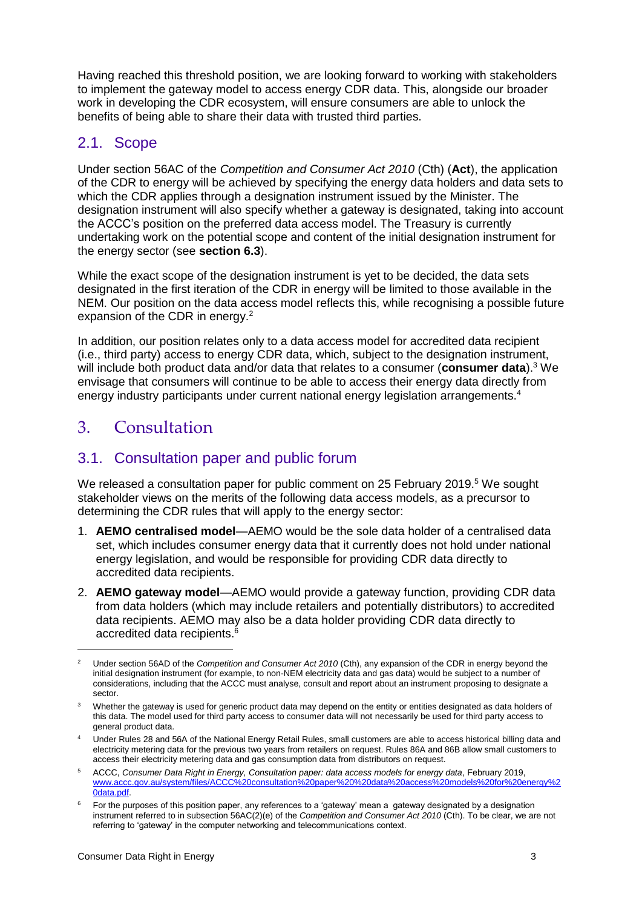Having reached this threshold position, we are looking forward to working with stakeholders to implement the gateway model to access energy CDR data. This, alongside our broader work in developing the CDR ecosystem, will ensure consumers are able to unlock the benefits of being able to share their data with trusted third parties.

## 2.1. Scope

Under section 56AC of the *Competition and Consumer Act 2010* (Cth) (**Act**), the application of the CDR to energy will be achieved by specifying the energy data holders and data sets to which the CDR applies through a designation instrument issued by the Minister. The designation instrument will also specify whether a gateway is designated, taking into account the ACCC's position on the preferred data access model. The Treasury is currently undertaking work on the potential scope and content of the initial designation instrument for the energy sector (see **section 6.3**).

While the exact scope of the designation instrument is yet to be decided, the data sets designated in the first iteration of the CDR in energy will be limited to those available in the NEM. Our position on the data access model reflects this, while recognising a possible future expansion of the CDR in energy.[2]

In addition, our position relates only to a data access model for accredited data recipient (i.e., third party) access to energy CDR data, which, subject to the designation instrument, will include both product data and/or data that relates to a consumer (**consumer data**).[3] We envisage that consumers will continue to be able to access their energy data directly from energy industry participants under current national energy legislation arrangements.[4]

# 3. Consultation

## 3.1. Consultation paper and public forum

We released a consultation paper for public comment on 25 February 2019.[5] We sought stakeholder views on the merits of the following data access models, as a precursor to determining the CDR rules that will apply to the energy sector:

1. **AEMO centralised model**—AEMO would be the sole data holder of a centralised data set, which includes consumer energy data that it currently does not hold under national energy legislation, and would be responsible for providing CDR data directly to accredited data recipients.
2. **AEMO gateway model**—AEMO would provide a gateway function, providing CDR data from data holders (which may include retailers and potentially distributors) to accredited data recipients. AEMO may also be a data holder providing CDR data directly to accredited data recipients.[6]

---

[2] Under section 56AD of the *Competition and Consumer Act 2010* (Cth), any expansion of the CDR in energy beyond the initial designation instrument (for example, to non-NEM electricity data and gas data) would be subject to a number of considerations, including that the ACCC must analyse, consult and report about an instrument proposing to designate a sector.

[3] Whether the gateway is used for generic product data may depend on the entity or entities designated as data holders of this data. The model used for third party access to consumer data will not necessarily be used for third party access to general product data.

[4] Under Rules 28 and 56A of the National Energy Retail Rules, small customers are able to access historical billing data and electricity metering data for the previous two years from retailers on request. Rules 86A and 86B allow small customers to access their electricity metering data and gas consumption data from distributors on request.

[5] ACCC, *Consumer Data Right in Energy, Consultation paper: data access models for energy data*, February 2019, www.accc.gov.au/system/files/ACCC%20consultation%20paper%20%20data%20access%20models%20for%20energy%20data.pdf.

[6] For the purposes of this position paper, any references to a 'gateway' mean a gateway designated by a designation instrument referred to in subsection 56AC(2)(e) of the *Competition and Consumer Act 2010* (Cth). To be clear, we are not referring to 'gateway' in the computer networking and telecommunications context.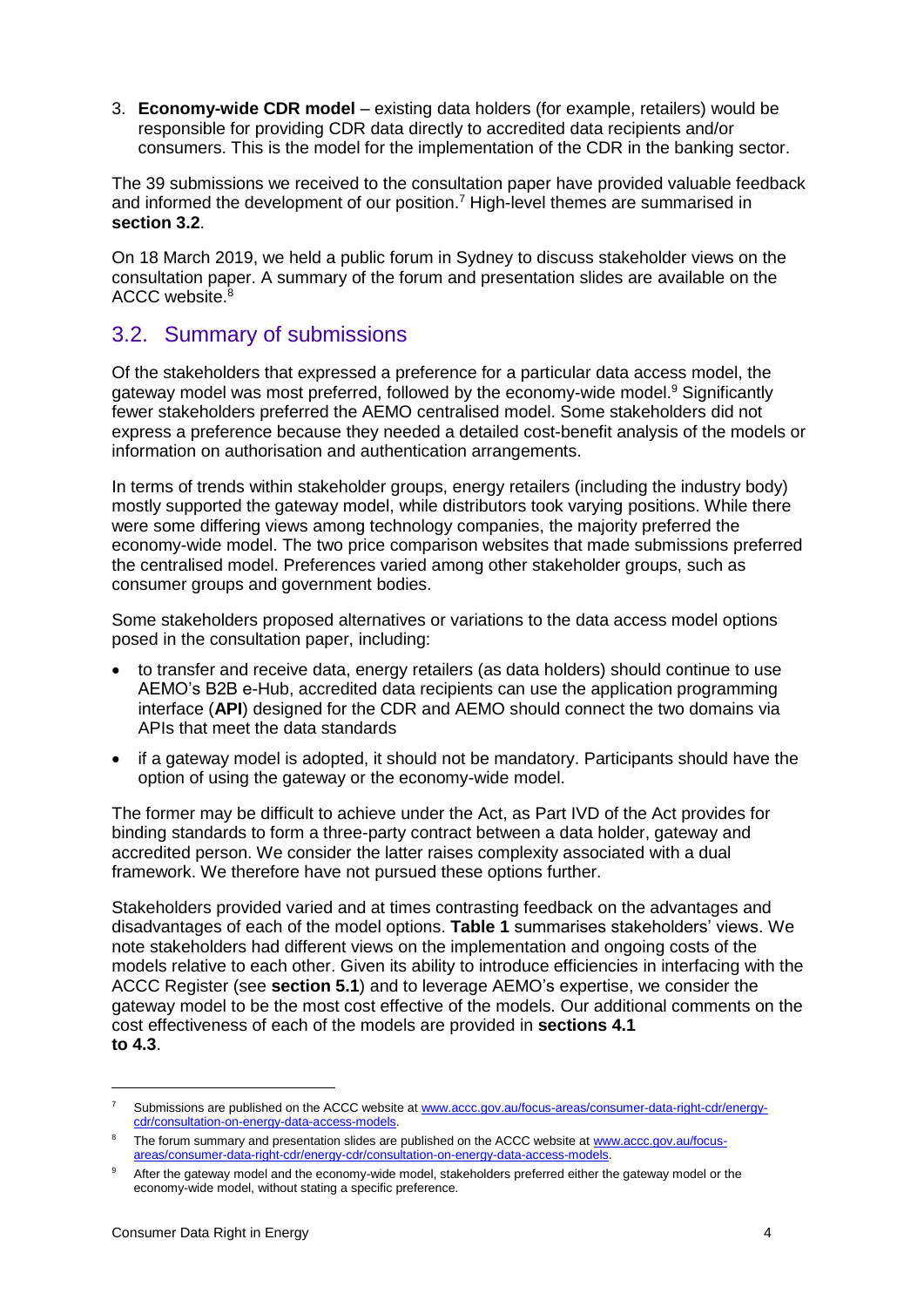3. **Economy-wide CDR model** – existing data holders (for example, retailers) would be responsible for providing CDR data directly to accredited data recipients and/or consumers. This is the model for the implementation of the CDR in the banking sector.

The 39 submissions we received to the consultation paper have provided valuable feedback and informed the development of our position.[7] High-level themes are summarised in **section 3.2**.

On 18 March 2019, we held a public forum in Sydney to discuss stakeholder views on the consultation paper. A summary of the forum and presentation slides are available on the ACCC website.[8]

## 3.2. Summary of submissions

Of the stakeholders that expressed a preference for a particular data access model, the gateway model was most preferred, followed by the economy-wide model.[9] Significantly fewer stakeholders preferred the AEMO centralised model. Some stakeholders did not express a preference because they needed a detailed cost-benefit analysis of the models or information on authorisation and authentication arrangements.

In terms of trends within stakeholder groups, energy retailers (including the industry body) mostly supported the gateway model, while distributors took varying positions. While there were some differing views among technology companies, the majority preferred the economy-wide model. The two price comparison websites that made submissions preferred the centralised model. Preferences varied among other stakeholder groups, such as consumer groups and government bodies.

Some stakeholders proposed alternatives or variations to the data access model options posed in the consultation paper, including:

- to transfer and receive data, energy retailers (as data holders) should continue to use AEMO's B2B e-Hub, accredited data recipients can use the application programming interface (**API**) designed for the CDR and AEMO should connect the two domains via APIs that meet the data standards
- if a gateway model is adopted, it should not be mandatory. Participants should have the option of using the gateway or the economy-wide model.

The former may be difficult to achieve under the Act, as Part IVD of the Act provides for binding standards to form a three-party contract between a data holder, gateway and accredited person. We consider the latter raises complexity associated with a dual framework. We therefore have not pursued these options further.

Stakeholders provided varied and at times contrasting feedback on the advantages and disadvantages of each of the model options. **Table 1** summarises stakeholders' views. We note stakeholders had different views on the implementation and ongoing costs of the models relative to each other. Given its ability to introduce efficiencies in interfacing with the ACCC Register (see **section 5.1**) and to leverage AEMO's expertise, we consider the gateway model to be the most cost effective of the models. Our additional comments on the cost effectiveness of each of the models are provided in **sections 4.1 to 4.3**.

---

[7] Submissions are published on the ACCC website at www.accc.gov.au/focus-areas/consumer-data-right-cdr/energy-cdr/consultation-on-energy-data-access-models.

[8] The forum summary and presentation slides are published on the ACCC website at www.accc.gov.au/focus-areas/consumer-data-right-cdr/energy-cdr/consultation-on-energy-data-access-models.

[9] After the gateway model and the economy-wide model, stakeholders preferred either the gateway model or the economy-wide model, without stating a specific preference.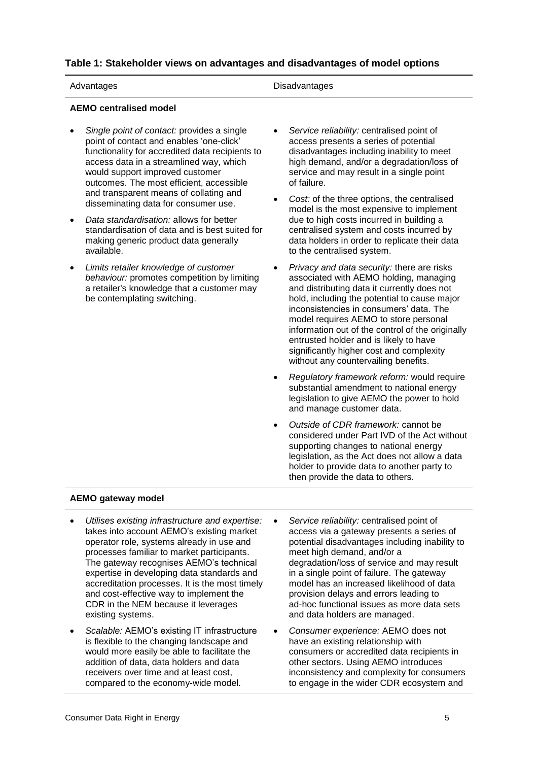**Table 1: Stakeholder views on advantages and disadvantages of model options**

| Advantages | Disadvantages |
|---|---|
| **AEMO centralised model** | |
| • *Single point of contact:* provides a single point of contact and enables 'one-click' functionality for accredited data recipients to access data in a streamlined way, which would support improved customer outcomes. The most efficient, accessible and transparent means of collating and disseminating data for consumer use.<br>• *Data standardisation:* allows for better standardisation of data and is best suited for making generic product data generally available.<br>• *Limits retailer knowledge of customer behaviour:* promotes competition by limiting a retailer's knowledge that a customer may be contemplating switching. | • *Service reliability:* centralised point of access presents a series of potential disadvantages including inability to meet high demand, and/or a degradation/loss of service and may result in a single point of failure.<br>• *Cost:* of the three options, the centralised model is the most expensive to implement due to high costs incurred in building a centralised system and costs incurred by data holders in order to replicate their data to the centralised system.<br>• *Privacy and data security:* there are risks associated with AEMO holding, managing and distributing data it currently does not hold, including the potential to cause major inconsistencies in consumers' data. The model requires AEMO to store personal information out of the control of the originally entrusted holder and is likely to have significantly higher cost and complexity without any countervailing benefits.<br>• *Regulatory framework reform:* would require substantial amendment to national energy legislation to give AEMO the power to hold and manage customer data.<br>• *Outside of CDR framework:* cannot be considered under Part IVD of the Act without supporting changes to national energy legislation, as the Act does not allow a data holder to provide data to another party to then provide the data to others. |
| **AEMO gateway model** | |
| • *Utilises existing infrastructure and expertise:* takes into account AEMO's existing market operator role, systems already in use and processes familiar to market participants. The gateway recognises AEMO's technical expertise in developing data standards and accreditation processes. It is the most timely and cost-effective way to implement the CDR in the NEM because it leverages existing systems.<br>• *Scalable:* AEMO's existing IT infrastructure is flexible to the changing landscape and would more easily be able to facilitate the addition of data, data holders and data receivers over time and at least cost, compared to the economy-wide model. | • *Service reliability:* centralised point of access via a gateway presents a series of potential disadvantages including inability to meet high demand, and/or a degradation/loss of service and may result in a single point of failure. The gateway model has an increased likelihood of data provision delays and errors leading to ad-hoc functional issues as more data sets and data holders are managed.<br>• *Consumer experience:* AEMO does not have an existing relationship with consumers or accredited data recipients in other sectors. Using AEMO introduces inconsistency and complexity for consumers to engage in the wider CDR ecosystem and |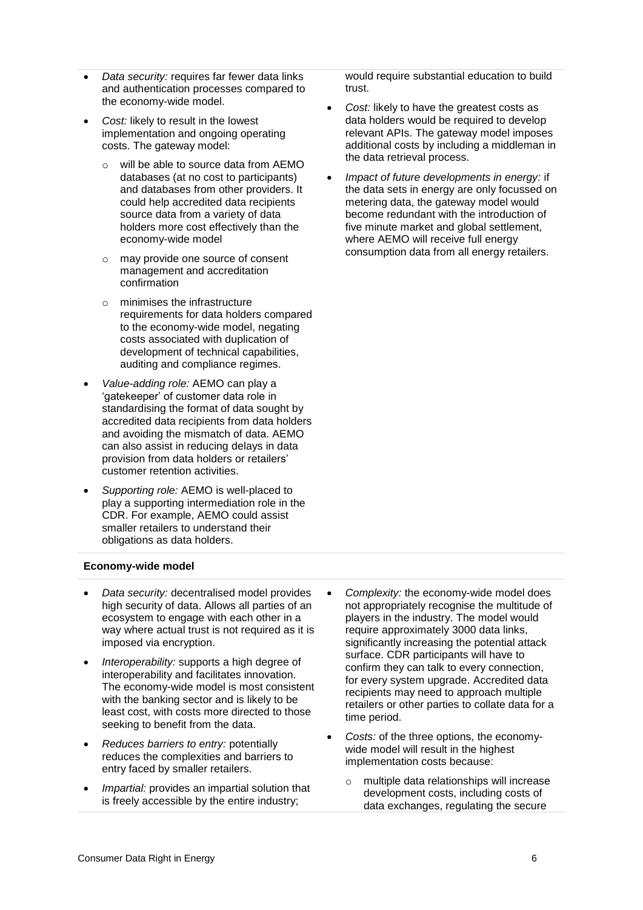- *Data security:* requires far fewer data links and authentication processes compared to the economy-wide model.
- *Cost:* likely to result in the lowest implementation and ongoing operating costs. The gateway model:
  - will be able to source data from AEMO databases (at no cost to participants) and databases from other providers. It could help accredited data recipients source data from a variety of data holders more cost effectively than the economy-wide model
  - may provide one source of consent management and accreditation confirmation
  - minimises the infrastructure requirements for data holders compared to the economy-wide model, negating costs associated with duplication of development of technical capabilities, auditing and compliance regimes.
- *Value-adding role:* AEMO can play a 'gatekeeper' of customer data role in standardising the format of data sought by accredited data recipients from data holders and avoiding the mismatch of data. AEMO can also assist in reducing delays in data provision from data holders or retailers' customer retention activities.
- *Supporting role:* AEMO is well-placed to play a supporting intermediation role in the CDR. For example, AEMO could assist smaller retailers to understand their obligations as data holders.

would require substantial education to build trust.

- *Cost:* likely to have the greatest costs as data holders would be required to develop relevant APIs. The gateway model imposes additional costs by including a middleman in the data retrieval process.
- *Impact of future developments in energy:* if the data sets in energy are only focussed on metering data, the gateway model would become redundant with the introduction of five minute market and global settlement, where AEMO will receive full energy consumption data from all energy retailers.

**Economy-wide model**

- *Data security:* decentralised model provides high security of data. Allows all parties of an ecosystem to engage with each other in a way where actual trust is not required as it is imposed via encryption.
- *Interoperability:* supports a high degree of interoperability and facilitates innovation. The economy-wide model is most consistent with the banking sector and is likely to be least cost, with costs more directed to those seeking to benefit from the data.
- *Reduces barriers to entry:* potentially reduces the complexities and barriers to entry faced by smaller retailers.
- *Impartial:* provides an impartial solution that is freely accessible by the entire industry;

- *Complexity:* the economy-wide model does not appropriately recognise the multitude of players in the industry. The model would require approximately 3000 data links, significantly increasing the potential attack surface. CDR participants will have to confirm they can talk to every connection, for every system upgrade. Accredited data recipients may need to approach multiple retailers or other parties to collate data for a time period.
- *Costs:* of the three options, the economy-wide model will result in the highest implementation costs because:
  - multiple data relationships will increase development costs, including costs of data exchanges, regulating the secure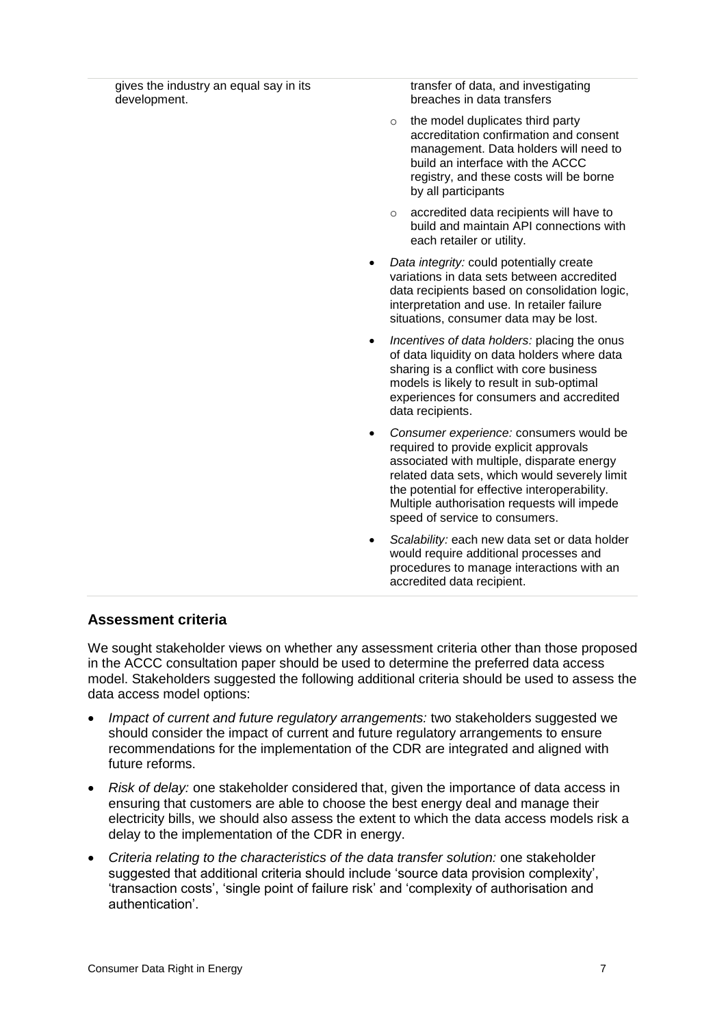| | |
|---|---|
| gives the industry an equal say in its development. | transfer of data, and investigating breaches in data transfers<br>○ the model duplicates third party accreditation confirmation and consent management. Data holders will need to build an interface with the ACCC registry, and these costs will be borne by all participants<br>○ accredited data recipients will have to build and maintain API connections with each retailer or utility.<br>• *Data integrity:* could potentially create variations in data sets between accredited data recipients based on consolidation logic, interpretation and use. In retailer failure situations, consumer data may be lost.<br>• *Incentives of data holders:* placing the onus of data liquidity on data holders where data sharing is a conflict with core business models is likely to result in sub-optimal experiences for consumers and accredited data recipients.<br>• *Consumer experience:* consumers would be required to provide explicit approvals associated with multiple, disparate energy related data sets, which would severely limit the potential for effective interoperability. Multiple authorisation requests will impede speed of service to consumers.<br>• *Scalability:* each new data set or data holder would require additional processes and procedures to manage interactions with an accredited data recipient. |

## Assessment criteria

We sought stakeholder views on whether any assessment criteria other than those proposed in the ACCC consultation paper should be used to determine the preferred data access model. Stakeholders suggested the following additional criteria should be used to assess the data access model options:

- *Impact of current and future regulatory arrangements:* two stakeholders suggested we should consider the impact of current and future regulatory arrangements to ensure recommendations for the implementation of the CDR are integrated and aligned with future reforms.
- *Risk of delay:* one stakeholder considered that, given the importance of data access in ensuring that customers are able to choose the best energy deal and manage their electricity bills, we should also assess the extent to which the data access models risk a delay to the implementation of the CDR in energy.
- *Criteria relating to the characteristics of the data transfer solution:* one stakeholder suggested that additional criteria should include 'source data provision complexity', 'transaction costs', 'single point of failure risk' and 'complexity of authorisation and authentication'.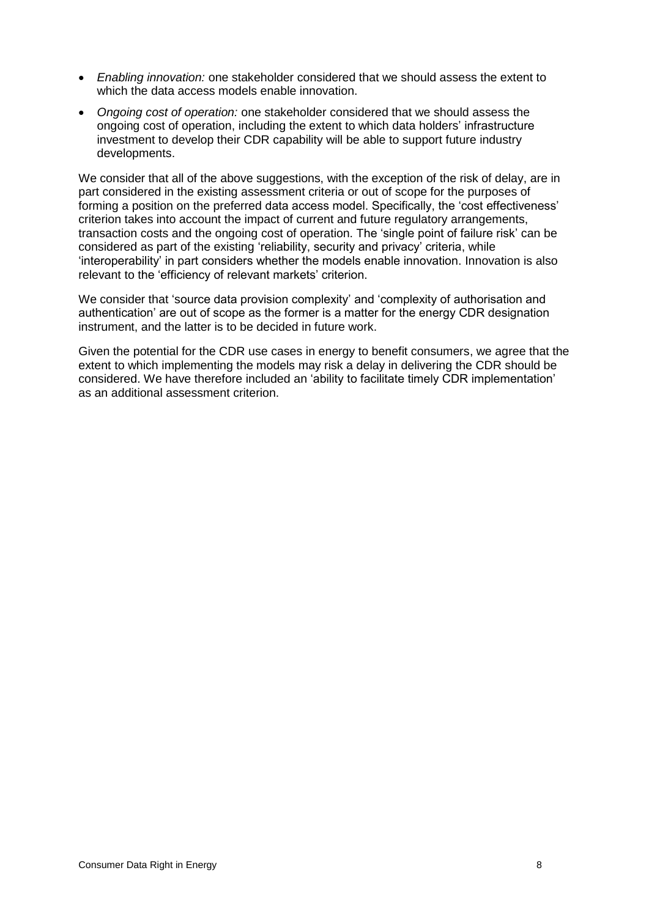- *Enabling innovation:* one stakeholder considered that we should assess the extent to which the data access models enable innovation.
- *Ongoing cost of operation:* one stakeholder considered that we should assess the ongoing cost of operation, including the extent to which data holders' infrastructure investment to develop their CDR capability will be able to support future industry developments.

We consider that all of the above suggestions, with the exception of the risk of delay, are in part considered in the existing assessment criteria or out of scope for the purposes of forming a position on the preferred data access model. Specifically, the 'cost effectiveness' criterion takes into account the impact of current and future regulatory arrangements, transaction costs and the ongoing cost of operation. The 'single point of failure risk' can be considered as part of the existing 'reliability, security and privacy' criteria, while 'interoperability' in part considers whether the models enable innovation. Innovation is also relevant to the 'efficiency of relevant markets' criterion.

We consider that 'source data provision complexity' and 'complexity of authorisation and authentication' are out of scope as the former is a matter for the energy CDR designation instrument, and the latter is to be decided in future work.

Given the potential for the CDR use cases in energy to benefit consumers, we agree that the extent to which implementing the models may risk a delay in delivering the CDR should be considered. We have therefore included an 'ability to facilitate timely CDR implementation' as an additional assessment criterion.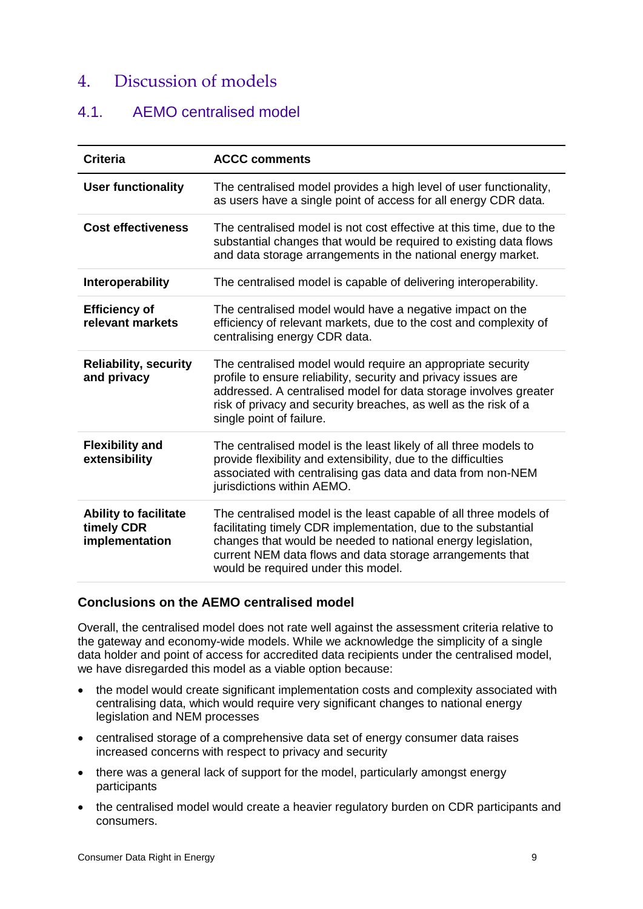# 4. Discussion of models

## 4.1. AEMO centralised model

| Criteria | ACCC comments |
|---|---|
| **User functionality** | The centralised model provides a high level of user functionality, as users have a single point of access for all energy CDR data. |
| **Cost effectiveness** | The centralised model is not cost effective at this time, due to the substantial changes that would be required to existing data flows and data storage arrangements in the national energy market. |
| **Interoperability** | The centralised model is capable of delivering interoperability. |
| **Efficiency of relevant markets** | The centralised model would have a negative impact on the efficiency of relevant markets, due to the cost and complexity of centralising energy CDR data. |
| **Reliability, security and privacy** | The centralised model would require an appropriate security profile to ensure reliability, security and privacy issues are addressed. A centralised model for data storage involves greater risk of privacy and security breaches, as well as the risk of a single point of failure. |
| **Flexibility and extensibility** | The centralised model is the least likely of all three models to provide flexibility and extensibility, due to the difficulties associated with centralising gas data and data from non-NEM jurisdictions within AEMO. |
| **Ability to facilitate timely CDR implementation** | The centralised model is the least capable of all three models of facilitating timely CDR implementation, due to the substantial changes that would be needed to national energy legislation, current NEM data flows and data storage arrangements that would be required under this model. |

### Conclusions on the AEMO centralised model

Overall, the centralised model does not rate well against the assessment criteria relative to the gateway and economy-wide models. While we acknowledge the simplicity of a single data holder and point of access for accredited data recipients under the centralised model, we have disregarded this model as a viable option because:

- the model would create significant implementation costs and complexity associated with centralising data, which would require very significant changes to national energy legislation and NEM processes
- centralised storage of a comprehensive data set of energy consumer data raises increased concerns with respect to privacy and security
- there was a general lack of support for the model, particularly amongst energy participants
- the centralised model would create a heavier regulatory burden on CDR participants and consumers.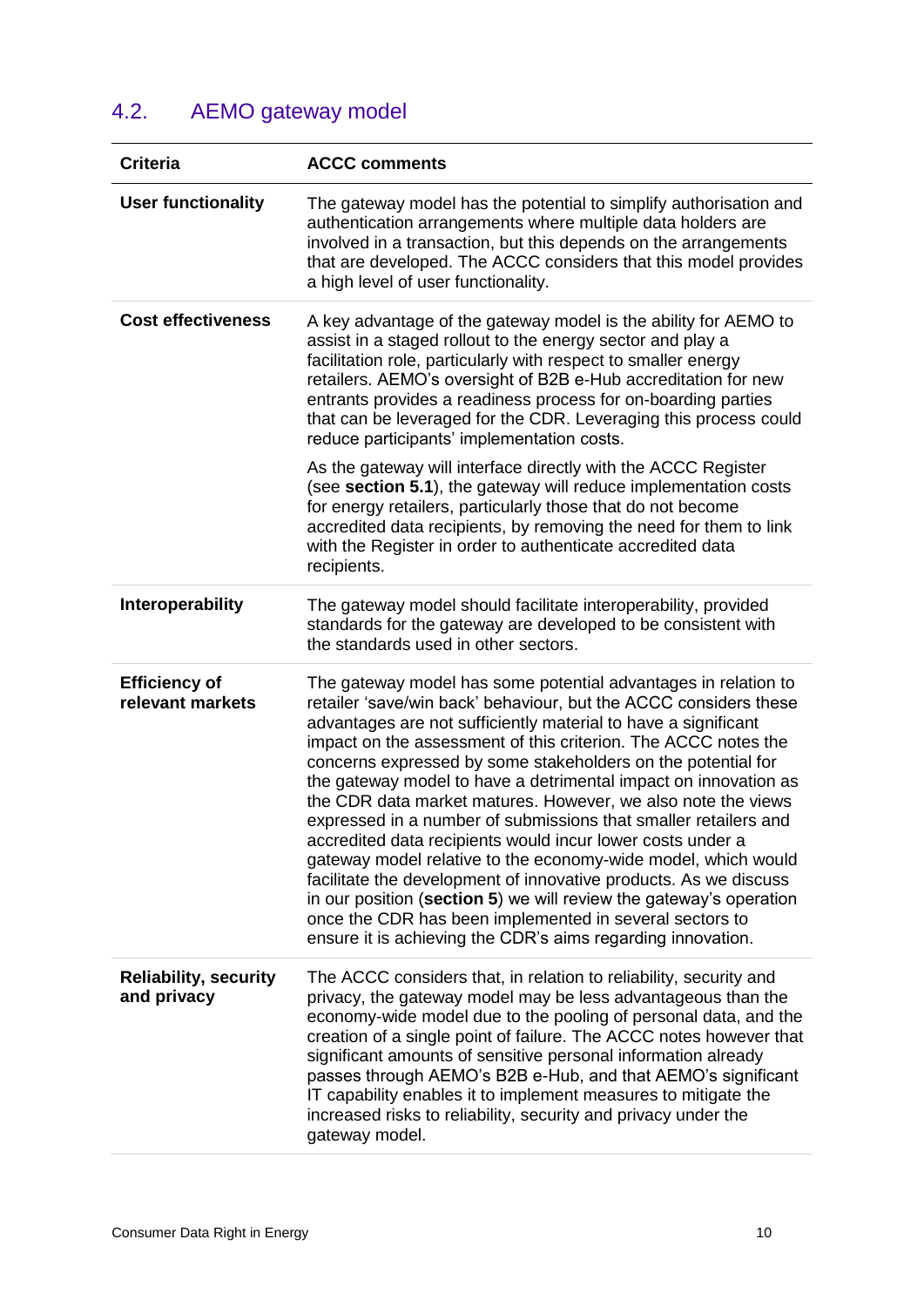## 4.2. AEMO gateway model

| Criteria | ACCC comments |
|---|---|
| **User functionality** | The gateway model has the potential to simplify authorisation and authentication arrangements where multiple data holders are involved in a transaction, but this depends on the arrangements that are developed. The ACCC considers that this model provides a high level of user functionality. |
| **Cost effectiveness** | A key advantage of the gateway model is the ability for AEMO to assist in a staged rollout to the energy sector and play a facilitation role, particularly with respect to smaller energy retailers. AEMO's oversight of B2B e-Hub accreditation for new entrants provides a readiness process for on-boarding parties that can be leveraged for the CDR. Leveraging this process could reduce participants' implementation costs.<br><br>As the gateway will interface directly with the ACCC Register (see **section 5.1**), the gateway will reduce implementation costs for energy retailers, particularly those that do not become accredited data recipients, by removing the need for them to link with the Register in order to authenticate accredited data recipients. |
| **Interoperability** | The gateway model should facilitate interoperability, provided standards for the gateway are developed to be consistent with the standards used in other sectors. |
| **Efficiency of relevant markets** | The gateway model has some potential advantages in relation to retailer 'save/win back' behaviour, but the ACCC considers these advantages are not sufficiently material to have a significant impact on the assessment of this criterion. The ACCC notes the concerns expressed by some stakeholders on the potential for the gateway model to have a detrimental impact on innovation as the CDR data market matures. However, we also note the views expressed in a number of submissions that smaller retailers and accredited data recipients would incur lower costs under a gateway model relative to the economy-wide model, which would facilitate the development of innovative products. As we discuss in our position (**section 5**) we will review the gateway's operation once the CDR has been implemented in several sectors to ensure it is achieving the CDR's aims regarding innovation. |
| **Reliability, security and privacy** | The ACCC considers that, in relation to reliability, security and privacy, the gateway model may be less advantageous than the economy-wide model due to the pooling of personal data, and the creation of a single point of failure. The ACCC notes however that significant amounts of sensitive personal information already passes through AEMO's B2B e-Hub, and that AEMO's significant IT capability enables it to implement measures to mitigate the increased risks to reliability, security and privacy under the gateway model. |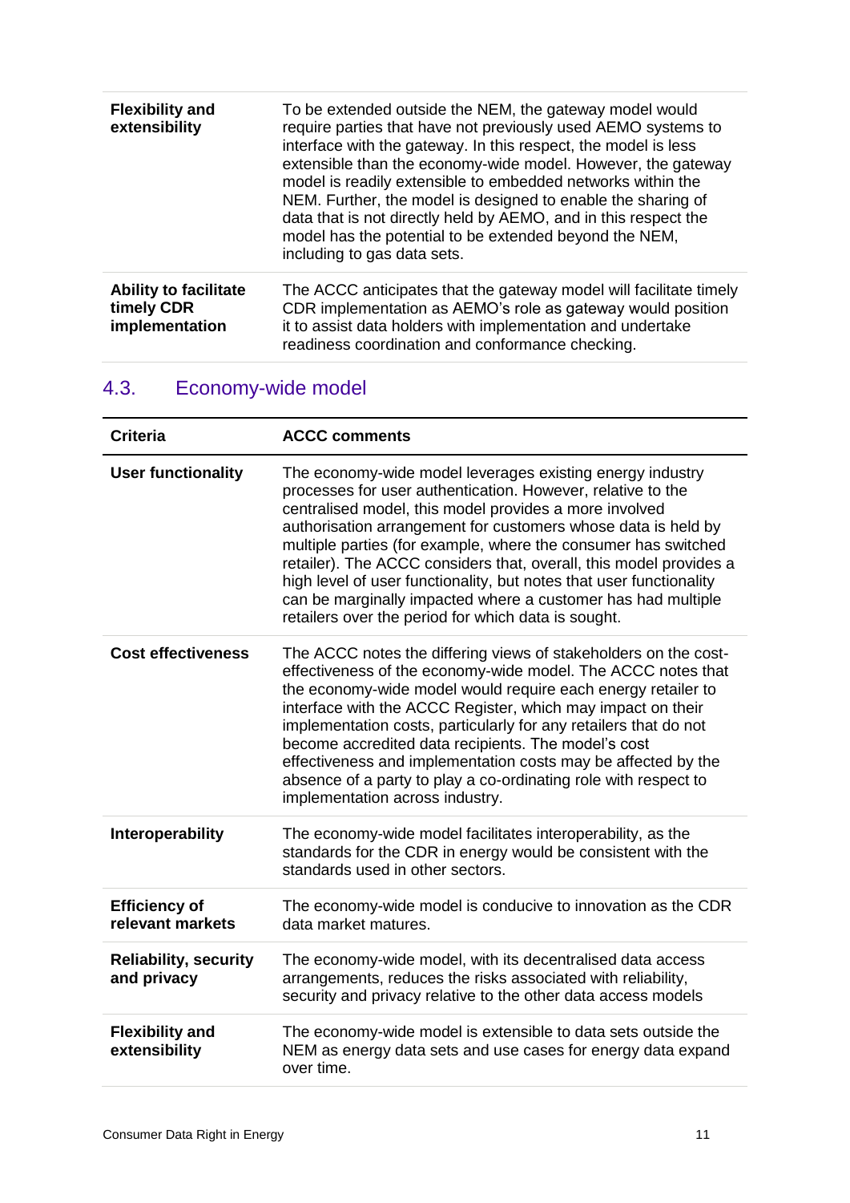| | |
|---|---|
| **Flexibility and extensibility** | To be extended outside the NEM, the gateway model would require parties that have not previously used AEMO systems to interface with the gateway. In this respect, the model is less extensible than the economy-wide model. However, the gateway model is readily extensible to embedded networks within the NEM. Further, the model is designed to enable the sharing of data that is not directly held by AEMO, and in this respect the model has the potential to be extended beyond the NEM, including to gas data sets. |
| **Ability to facilitate timely CDR implementation** | The ACCC anticipates that the gateway model will facilitate timely CDR implementation as AEMO's role as gateway would position it to assist data holders with implementation and undertake readiness coordination and conformance checking. |

## 4.3. Economy-wide model

| Criteria | ACCC comments |
|---|---|
| **User functionality** | The economy-wide model leverages existing energy industry processes for user authentication. However, relative to the centralised model, this model provides a more involved authorisation arrangement for customers whose data is held by multiple parties (for example, where the consumer has switched retailer). The ACCC considers that, overall, this model provides a high level of user functionality, but notes that user functionality can be marginally impacted where a customer has had multiple retailers over the period for which data is sought. |
| **Cost effectiveness** | The ACCC notes the differing views of stakeholders on the cost-effectiveness of the economy-wide model. The ACCC notes that the economy-wide model would require each energy retailer to interface with the ACCC Register, which may impact on their implementation costs, particularly for any retailers that do not become accredited data recipients. The model's cost effectiveness and implementation costs may be affected by the absence of a party to play a co-ordinating role with respect to implementation across industry. |
| **Interoperability** | The economy-wide model facilitates interoperability, as the standards for the CDR in energy would be consistent with the standards used in other sectors. |
| **Efficiency of relevant markets** | The economy-wide model is conducive to innovation as the CDR data market matures. |
| **Reliability, security and privacy** | The economy-wide model, with its decentralised data access arrangements, reduces the risks associated with reliability, security and privacy relative to the other data access models |
| **Flexibility and extensibility** | The economy-wide model is extensible to data sets outside the NEM as energy data sets and use cases for energy data expand over time. |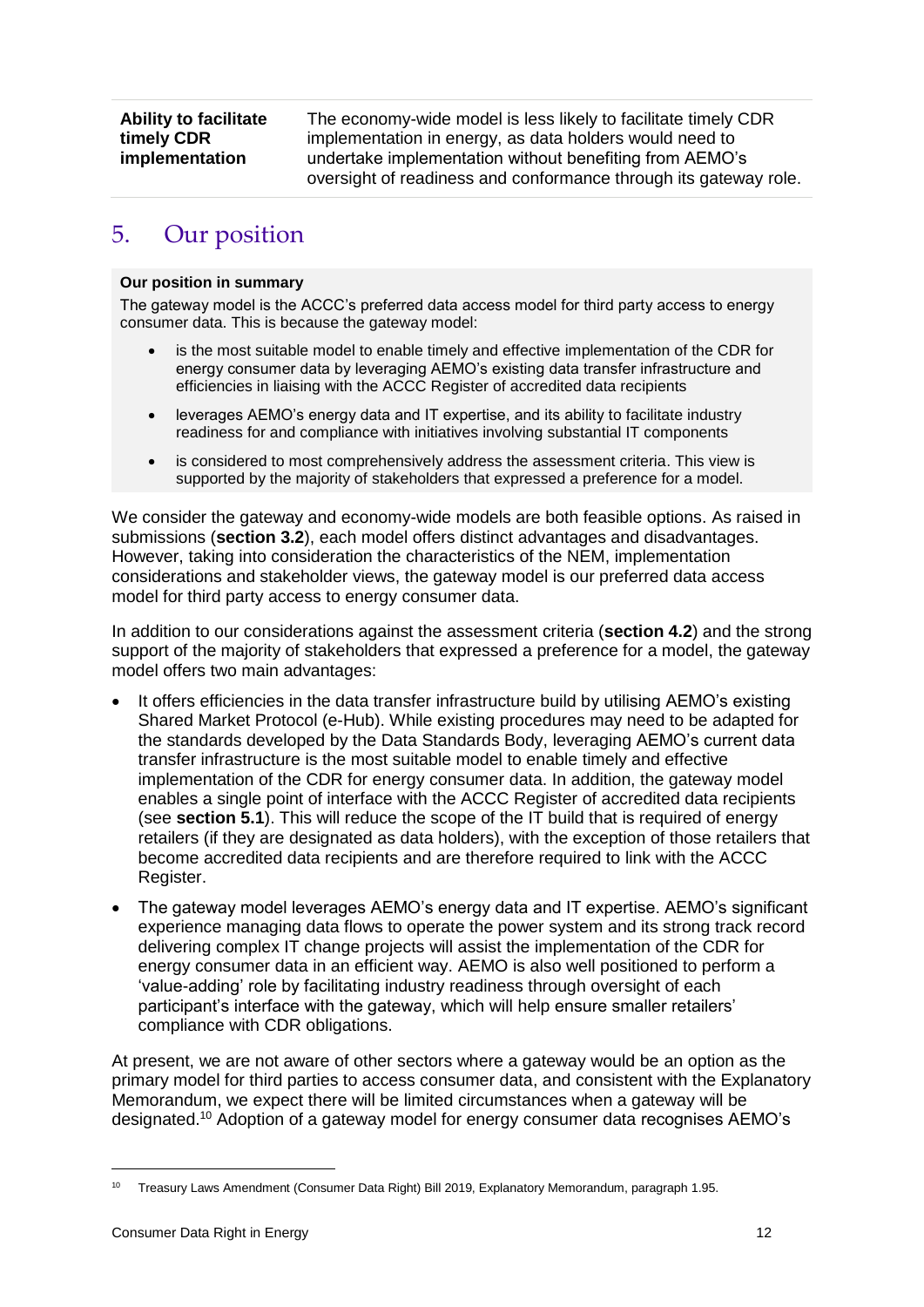| | |
|---|---|
| **Ability to facilitate timely CDR implementation** | The economy-wide model is less likely to facilitate timely CDR implementation in energy, as data holders would need to undertake implementation without benefiting from AEMO's oversight of readiness and conformance through its gateway role. |

# 5. Our position

**Our position in summary**

The gateway model is the ACCC's preferred data access model for third party access to energy consumer data. This is because the gateway model:

- is the most suitable model to enable timely and effective implementation of the CDR for energy consumer data by leveraging AEMO's existing data transfer infrastructure and efficiencies in liaising with the ACCC Register of accredited data recipients
- leverages AEMO's energy data and IT expertise, and its ability to facilitate industry readiness for and compliance with initiatives involving substantial IT components
- is considered to most comprehensively address the assessment criteria. This view is supported by the majority of stakeholders that expressed a preference for a model.

We consider the gateway and economy-wide models are both feasible options. As raised in submissions (**section 3.2**), each model offers distinct advantages and disadvantages. However, taking into consideration the characteristics of the NEM, implementation considerations and stakeholder views, the gateway model is our preferred data access model for third party access to energy consumer data.

In addition to our considerations against the assessment criteria (**section 4.2**) and the strong support of the majority of stakeholders that expressed a preference for a model, the gateway model offers two main advantages:

- It offers efficiencies in the data transfer infrastructure build by utilising AEMO's existing Shared Market Protocol (e-Hub). While existing procedures may need to be adapted for the standards developed by the Data Standards Body, leveraging AEMO's current data transfer infrastructure is the most suitable model to enable timely and effective implementation of the CDR for energy consumer data. In addition, the gateway model enables a single point of interface with the ACCC Register of accredited data recipients (see **section 5.1**). This will reduce the scope of the IT build that is required of energy retailers (if they are designated as data holders), with the exception of those retailers that become accredited data recipients and are therefore required to link with the ACCC Register.
- The gateway model leverages AEMO's energy data and IT expertise. AEMO's significant experience managing data flows to operate the power system and its strong track record delivering complex IT change projects will assist the implementation of the CDR for energy consumer data in an efficient way. AEMO is also well positioned to perform a 'value-adding' role by facilitating industry readiness through oversight of each participant's interface with the gateway, which will help ensure smaller retailers' compliance with CDR obligations.

At present, we are not aware of other sectors where a gateway would be an option as the primary model for third parties to access consumer data, and consistent with the Explanatory Memorandum, we expect there will be limited circumstances when a gateway will be designated.[10] Adoption of a gateway model for energy consumer data recognises AEMO's

[10] Treasury Laws Amendment (Consumer Data Right) Bill 2019, Explanatory Memorandum, paragraph 1.95.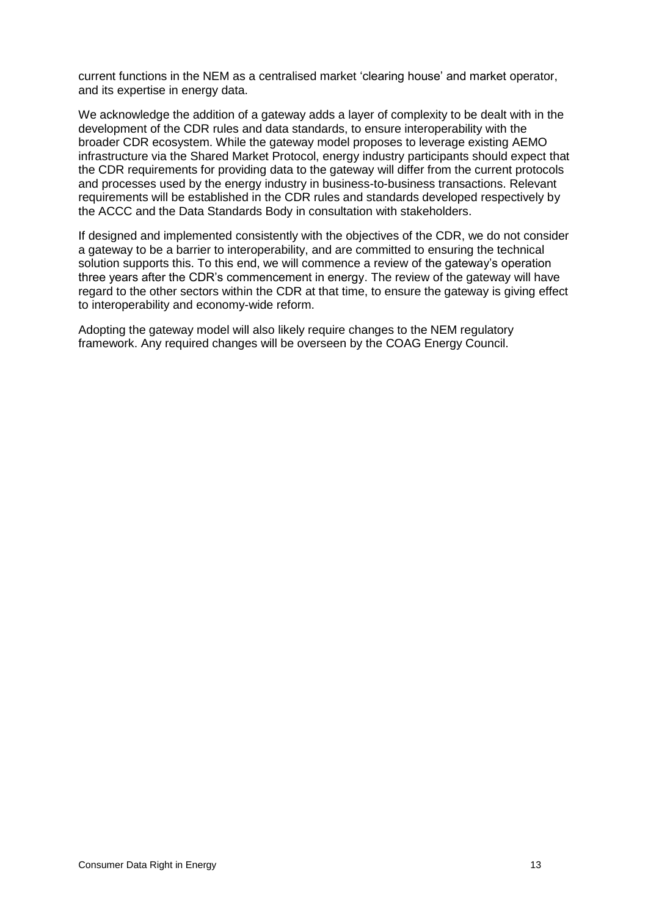current functions in the NEM as a centralised market 'clearing house' and market operator, and its expertise in energy data.

We acknowledge the addition of a gateway adds a layer of complexity to be dealt with in the development of the CDR rules and data standards, to ensure interoperability with the broader CDR ecosystem. While the gateway model proposes to leverage existing AEMO infrastructure via the Shared Market Protocol, energy industry participants should expect that the CDR requirements for providing data to the gateway will differ from the current protocols and processes used by the energy industry in business-to-business transactions. Relevant requirements will be established in the CDR rules and standards developed respectively by the ACCC and the Data Standards Body in consultation with stakeholders.

If designed and implemented consistently with the objectives of the CDR, we do not consider a gateway to be a barrier to interoperability, and are committed to ensuring the technical solution supports this. To this end, we will commence a review of the gateway's operation three years after the CDR's commencement in energy. The review of the gateway will have regard to the other sectors within the CDR at that time, to ensure the gateway is giving effect to interoperability and economy-wide reform.

Adopting the gateway model will also likely require changes to the NEM regulatory framework. Any required changes will be overseen by the COAG Energy Council.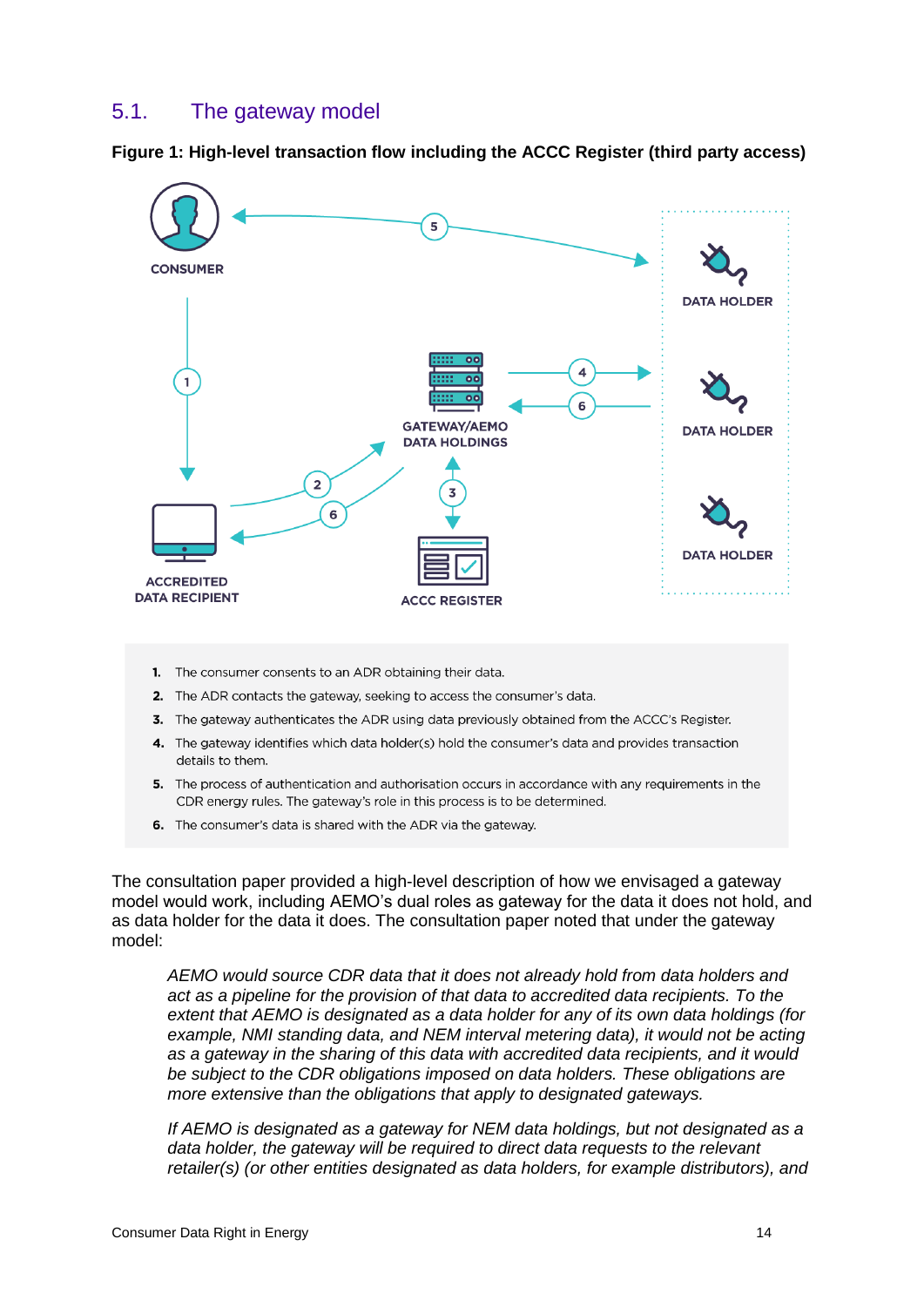## 5.1. The gateway model

**Figure 1: High-level transaction flow including the ACCC Register (third party access)**

1. The consumer consents to an ADR obtaining their data.
2. The ADR contacts the gateway, seeking to access the consumer's data.
3. The gateway authenticates the ADR using data previously obtained from the ACCC's Register.
4. The gateway identifies which data holder(s) hold the consumer's data and provides transaction details to them.
5. The process of authentication and authorisation occurs in accordance with any requirements in the CDR energy rules. The gateway's role in this process is to be determined.
6. The consumer's data is shared with the ADR via the gateway.

The consultation paper provided a high-level description of how we envisaged a gateway model would work, including AEMO's dual roles as gateway for the data it does not hold, and as data holder for the data it does. The consultation paper noted that under the gateway model:

> *AEMO would source CDR data that it does not already hold from data holders and act as a pipeline for the provision of that data to accredited data recipients. To the extent that AEMO is designated as a data holder for any of its own data holdings (for example, NMI standing data, and NEM interval metering data), it would not be acting as a gateway in the sharing of this data with accredited data recipients, and it would be subject to the CDR obligations imposed on data holders. These obligations are more extensive than the obligations that apply to designated gateways.*
>
> *If AEMO is designated as a gateway for NEM data holdings, but not designated as a data holder, the gateway will be required to direct data requests to the relevant retailer(s) (or other entities designated as data holders, for example distributors), and*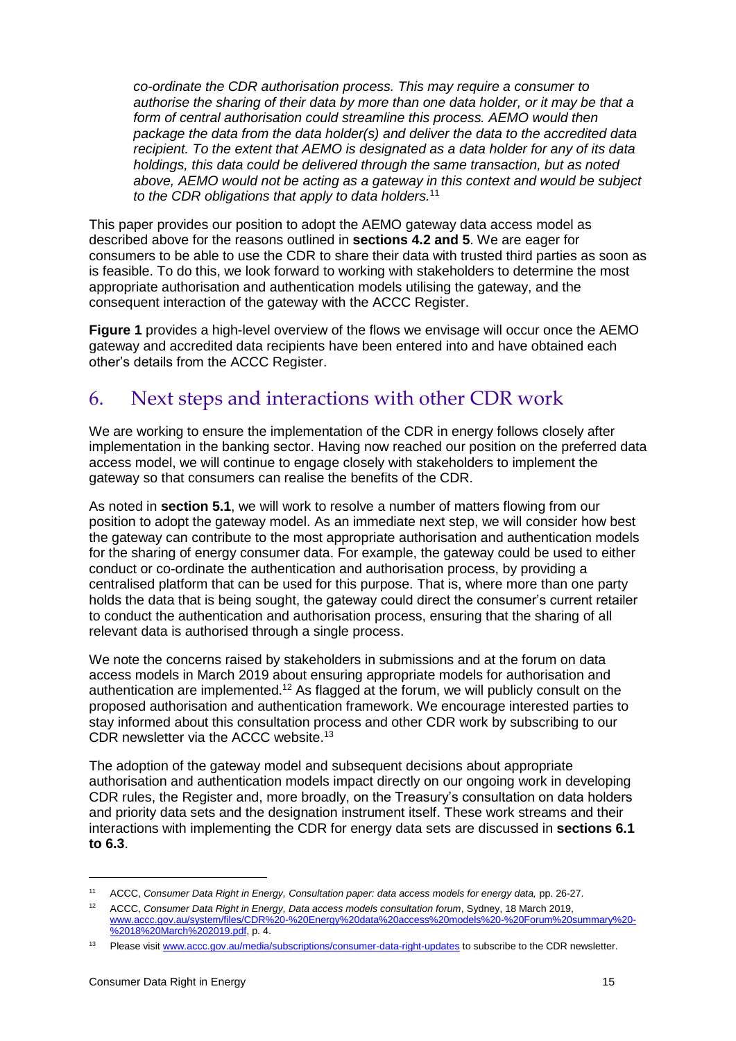*co-ordinate the CDR authorisation process. This may require a consumer to authorise the sharing of their data by more than one data holder, or it may be that a form of central authorisation could streamline this process. AEMO would then package the data from the data holder(s) and deliver the data to the accredited data recipient. To the extent that AEMO is designated as a data holder for any of its data holdings, this data could be delivered through the same transaction, but as noted above, AEMO would not be acting as a gateway in this context and would be subject to the CDR obligations that apply to data holders.*[11]

This paper provides our position to adopt the AEMO gateway data access model as described above for the reasons outlined in **sections 4.2 and 5**. We are eager for consumers to be able to use the CDR to share their data with trusted third parties as soon as is feasible. To do this, we look forward to working with stakeholders to determine the most appropriate authorisation and authentication models utilising the gateway, and the consequent interaction of the gateway with the ACCC Register.

**Figure 1** provides a high-level overview of the flows we envisage will occur once the AEMO gateway and accredited data recipients have been entered into and have obtained each other's details from the ACCC Register.

# 6. Next steps and interactions with other CDR work

We are working to ensure the implementation of the CDR in energy follows closely after implementation in the banking sector. Having now reached our position on the preferred data access model, we will continue to engage closely with stakeholders to implement the gateway so that consumers can realise the benefits of the CDR.

As noted in **section 5.1**, we will work to resolve a number of matters flowing from our position to adopt the gateway model. As an immediate next step, we will consider how best the gateway can contribute to the most appropriate authorisation and authentication models for the sharing of energy consumer data. For example, the gateway could be used to either conduct or co-ordinate the authentication and authorisation process, by providing a centralised platform that can be used for this purpose. That is, where more than one party holds the data that is being sought, the gateway could direct the consumer's current retailer to conduct the authentication and authorisation process, ensuring that the sharing of all relevant data is authorised through a single process.

We note the concerns raised by stakeholders in submissions and at the forum on data access models in March 2019 about ensuring appropriate models for authorisation and authentication are implemented.[12] As flagged at the forum, we will publicly consult on the proposed authorisation and authentication framework. We encourage interested parties to stay informed about this consultation process and other CDR work by subscribing to our CDR newsletter via the ACCC website.[13]

The adoption of the gateway model and subsequent decisions about appropriate authorisation and authentication models impact directly on our ongoing work in developing CDR rules, the Register and, more broadly, on the Treasury's consultation on data holders and priority data sets and the designation instrument itself. These work streams and their interactions with implementing the CDR for energy data sets are discussed in **sections 6.1 to 6.3**.

---

[11] ACCC, *Consumer Data Right in Energy, Consultation paper: data access models for energy data,* pp. 26-27.

[12] ACCC, *Consumer Data Right in Energy, Data access models consultation forum*, Sydney, 18 March 2019, www.accc.gov.au/system/files/CDR%20-%20Energy%20data%20access%20models%20-%20Forum%20summary%20-%2018%20March%202019.pdf, p. 4.

[13] Please visit www.accc.gov.au/media/subscriptions/consumer-data-right-updates to subscribe to the CDR newsletter.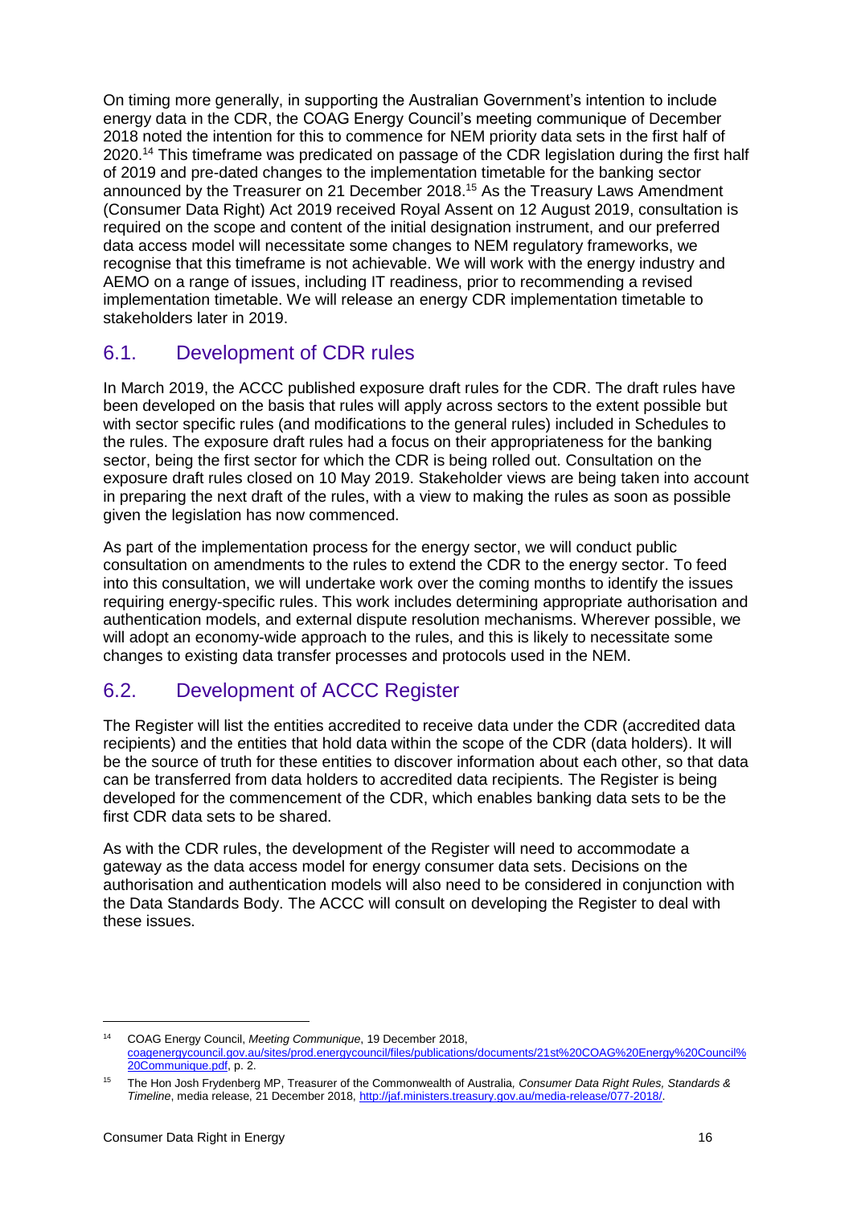On timing more generally, in supporting the Australian Government's intention to include energy data in the CDR, the COAG Energy Council's meeting communique of December 2018 noted the intention for this to commence for NEM priority data sets in the first half of 2020.[14] This timeframe was predicated on passage of the CDR legislation during the first half of 2019 and pre-dated changes to the implementation timetable for the banking sector announced by the Treasurer on 21 December 2018.[15] As the Treasury Laws Amendment (Consumer Data Right) Act 2019 received Royal Assent on 12 August 2019, consultation is required on the scope and content of the initial designation instrument, and our preferred data access model will necessitate some changes to NEM regulatory frameworks, we recognise that this timeframe is not achievable. We will work with the energy industry and AEMO on a range of issues, including IT readiness, prior to recommending a revised implementation timetable. We will release an energy CDR implementation timetable to stakeholders later in 2019.

## 6.1. Development of CDR rules

In March 2019, the ACCC published exposure draft rules for the CDR. The draft rules have been developed on the basis that rules will apply across sectors to the extent possible but with sector specific rules (and modifications to the general rules) included in Schedules to the rules. The exposure draft rules had a focus on their appropriateness for the banking sector, being the first sector for which the CDR is being rolled out. Consultation on the exposure draft rules closed on 10 May 2019. Stakeholder views are being taken into account in preparing the next draft of the rules, with a view to making the rules as soon as possible given the legislation has now commenced.

As part of the implementation process for the energy sector, we will conduct public consultation on amendments to the rules to extend the CDR to the energy sector. To feed into this consultation, we will undertake work over the coming months to identify the issues requiring energy-specific rules. This work includes determining appropriate authorisation and authentication models, and external dispute resolution mechanisms. Wherever possible, we will adopt an economy-wide approach to the rules, and this is likely to necessitate some changes to existing data transfer processes and protocols used in the NEM.

## 6.2. Development of ACCC Register

The Register will list the entities accredited to receive data under the CDR (accredited data recipients) and the entities that hold data within the scope of the CDR (data holders). It will be the source of truth for these entities to discover information about each other, so that data can be transferred from data holders to accredited data recipients. The Register is being developed for the commencement of the CDR, which enables banking data sets to be the first CDR data sets to be shared.

As with the CDR rules, the development of the Register will need to accommodate a gateway as the data access model for energy consumer data sets. Decisions on the authorisation and authentication models will also need to be considered in conjunction with the Data Standards Body. The ACCC will consult on developing the Register to deal with these issues.

---

[14] COAG Energy Council, *Meeting Communique*, 19 December 2018, coagenergycouncil.gov.au/sites/prod.energycouncil/files/publications/documents/21st%20COAG%20Energy%20Council%20Communique.pdf, p. 2.

[15] The Hon Josh Frydenberg MP, Treasurer of the Commonwealth of Australia, *Consumer Data Right Rules, Standards & Timeline*, media release, 21 December 2018, http://jaf.ministers.treasury.gov.au/media-release/077-2018/.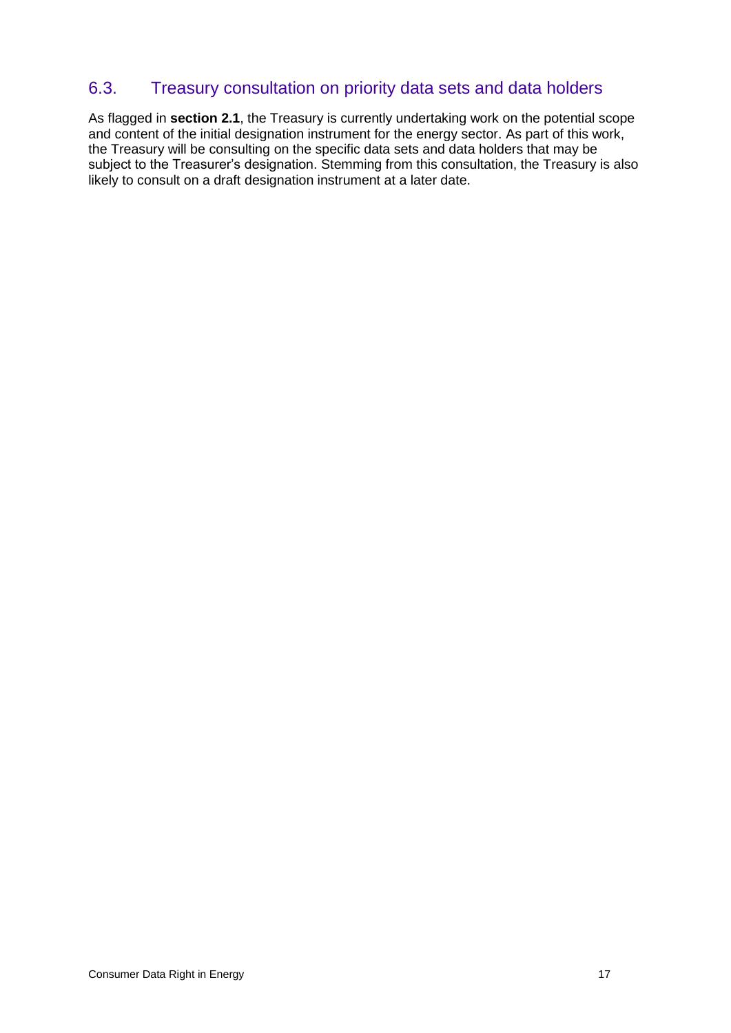## 6.3. Treasury consultation on priority data sets and data holders

As flagged in **section 2.1**, the Treasury is currently undertaking work on the potential scope and content of the initial designation instrument for the energy sector. As part of this work, the Treasury will be consulting on the specific data sets and data holders that may be subject to the Treasurer's designation. Stemming from this consultation, the Treasury is also likely to consult on a draft designation instrument at a later date.